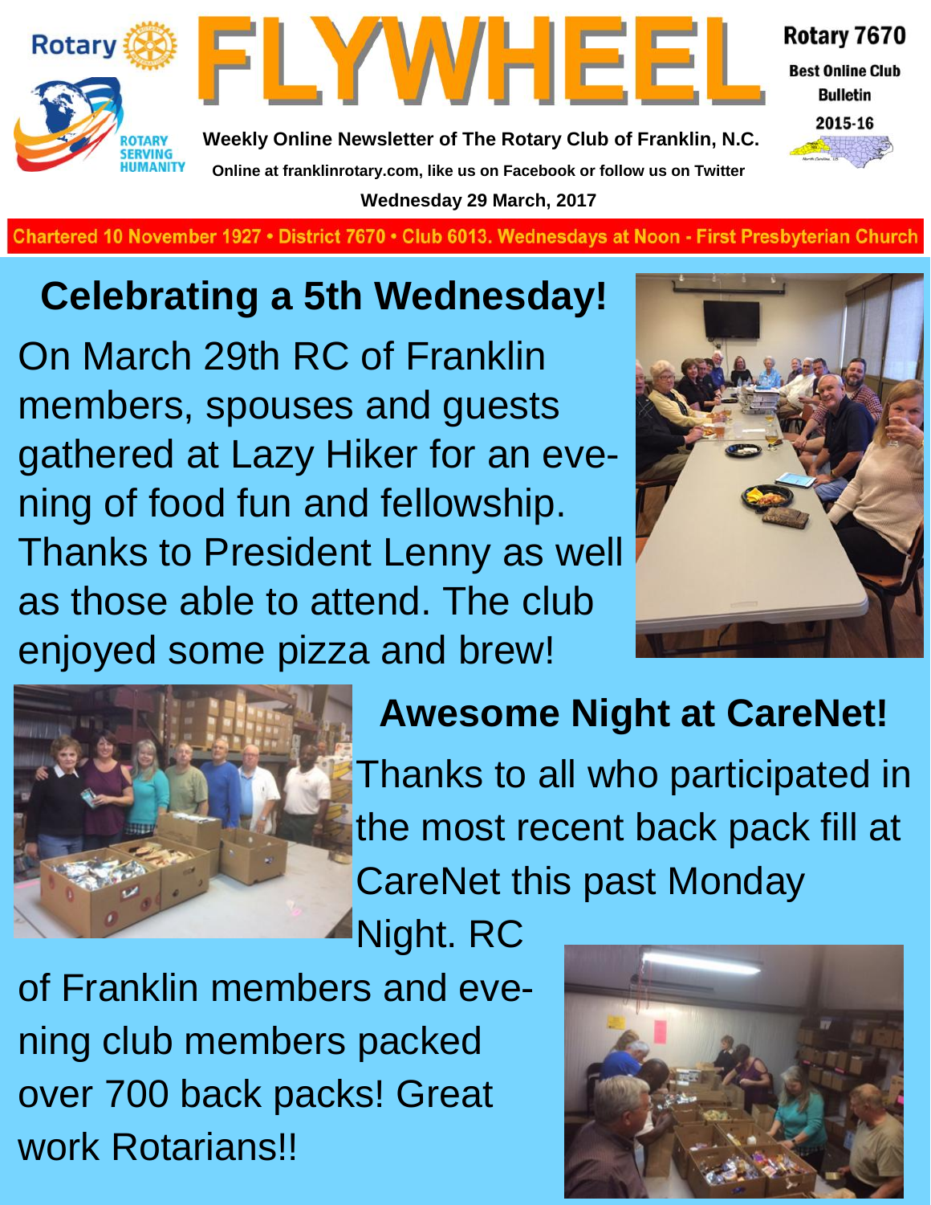Rotary

ROTARY SERVING HUMANITY

# FLYWHEEL

**Weekly Online Newsletter of The Rotary Club of Franklin, N.C.**

**Online at franklinrotary.com, like us on Facebook or follow us on Twitter**

**Wednesday 29 March, 2017**

**Rotary 7670**

**Best Online Club Bulletin**

**2015-16**

Chartered 10 November 1927 • District 7670 • Club 6013. Wednesdays at Noon - First Presbyterian Church

## Celebrating a 5th Wednesday!

On March 29th RC of Franklin members, spouses and guests gathered at Lazy Hiker for an evening of food fun and fellowship. Thanks to President Lenny as well as those able to attend. The club enjoyed some pizza and brew!

## Awesome Night at CareNet!

Thanks to all who participated in the most recent back pack fill at CareNet this past Monday Night. RC of Franklin members and evening club members packed over 700 back packs! Great work Rotarians!!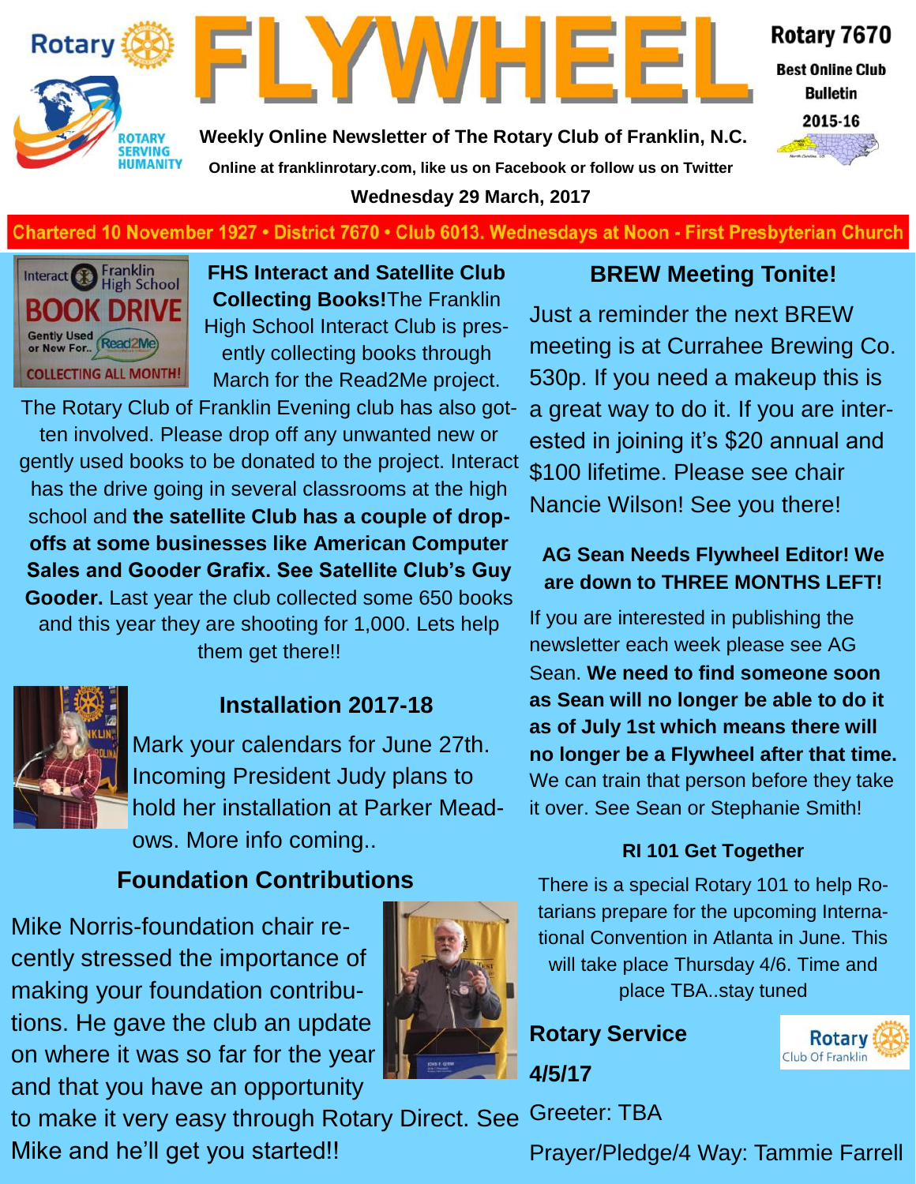# FLYWHEEL

Rotary 7670

Best Online Club Bulletin 2015-16

Weekly Online Newsletter of The Rotary Club of Franklin, N.C.

Online at franklinrotary.com, like us on Facebook or follow us on Twitter

Wednesday 29 March, 2017

Chartered 10 November 1927 • District 7670 • Club 6013. Wednesdays at Noon - First Presbyterian Church

### FHS Interact and Satellite Club Collecting Books!

The Franklin High School Interact Club is presently collecting books through March for the Read2Me project. The Rotary Club of Franklin Evening club has also gotten involved. Please drop off any unwanted new or gently used books to be donated to the project. Interact has the drive going in several classrooms at the high school and **the satellite Club has a couple of drop-offs at some businesses like American Computer Sales and Gooder Grafix. See Satellite Club's Guy Gooder.** Last year the club collected some 650 books and this year they are shooting for 1,000. Lets help them get there!!

### Installation 2017-18

Mark your calendars for June 27th. Incoming President Judy plans to hold her installation at Parker Meadows. More info coming..

### Foundation Contributions

Mike Norris-foundation chair recently stressed the importance of making your foundation contributions. He gave the club an update on where it was so far for the year and that you have an opportunity to make it very easy through Rotary Direct. See Mike and he'll get you started!!

### BREW Meeting Tonite!

Just a reminder the next BREW meeting is at Currahee Brewing Co. 530p. If you need a makeup this is a great way to do it. If you are interested in joining it's $20 annual and $100 lifetime. Please see chair Nancie Wilson! See you there!

### AG Sean Needs Flywheel Editor! We are down to THREE MONTHS LEFT!

If you are interested in publishing the newsletter each week please see AG Sean. **We need to find someone soon as Sean will no longer be able to do it as of July 1st which means there will no longer be a Flywheel after that time.** We can train that person before they take it over. See Sean or Stephanie Smith!

### RI 101 Get Together

There is a special Rotary 101 to help Rotarians prepare for the upcoming International Convention in Atlanta in June. This will take place Thursday 4/6. Time and place TBA..stay tuned

### Rotary Service 4/5/17

Greeter: TBA

Prayer/Pledge/4 Way: Tammie Farrell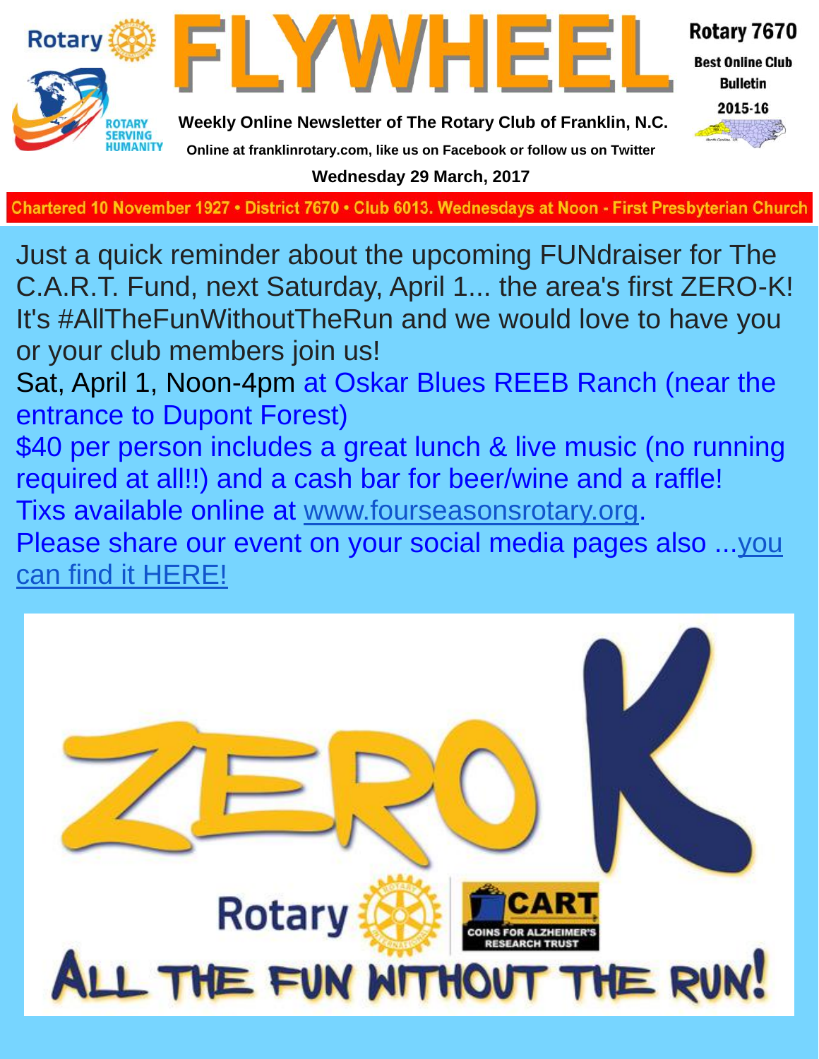# FLYWHEEL

**Rotary 7670**

**Best Online Club Bulletin**

**2015-16**

**Weekly Online Newsletter of The Rotary Club of Franklin, N.C.**

**Online at franklinrotary.com, like us on Facebook or follow us on Twitter**

**Wednesday 29 March, 2017**

**Chartered 10 November 1927 • District 7670 • Club 6013. Wednesdays at Noon - First Presbyterian Church**

Just a quick reminder about the upcoming FUNdraiser for The C.A.R.T. Fund, next Saturday, April 1... the area's first ZERO-K! It's #AllTheFunWithoutTheRun and we would love to have you or your club members join us!

Sat, April 1, Noon-4pm at Oskar Blues REEB Ranch (near the entrance to Dupont Forest)

$40 per person includes a great lunch & live music (no running required at all!!) and a cash bar for beer/wine and a raffle!

Tixs available online at www.fourseasonsrotary.org.

Please share our event on your social media pages also ...you can find it HERE!

ZERO K

Rotary | CART COINS FOR ALZHEIMER'S RESEARCH TRUST

ALL THE FUN WITHOUT THE RUN!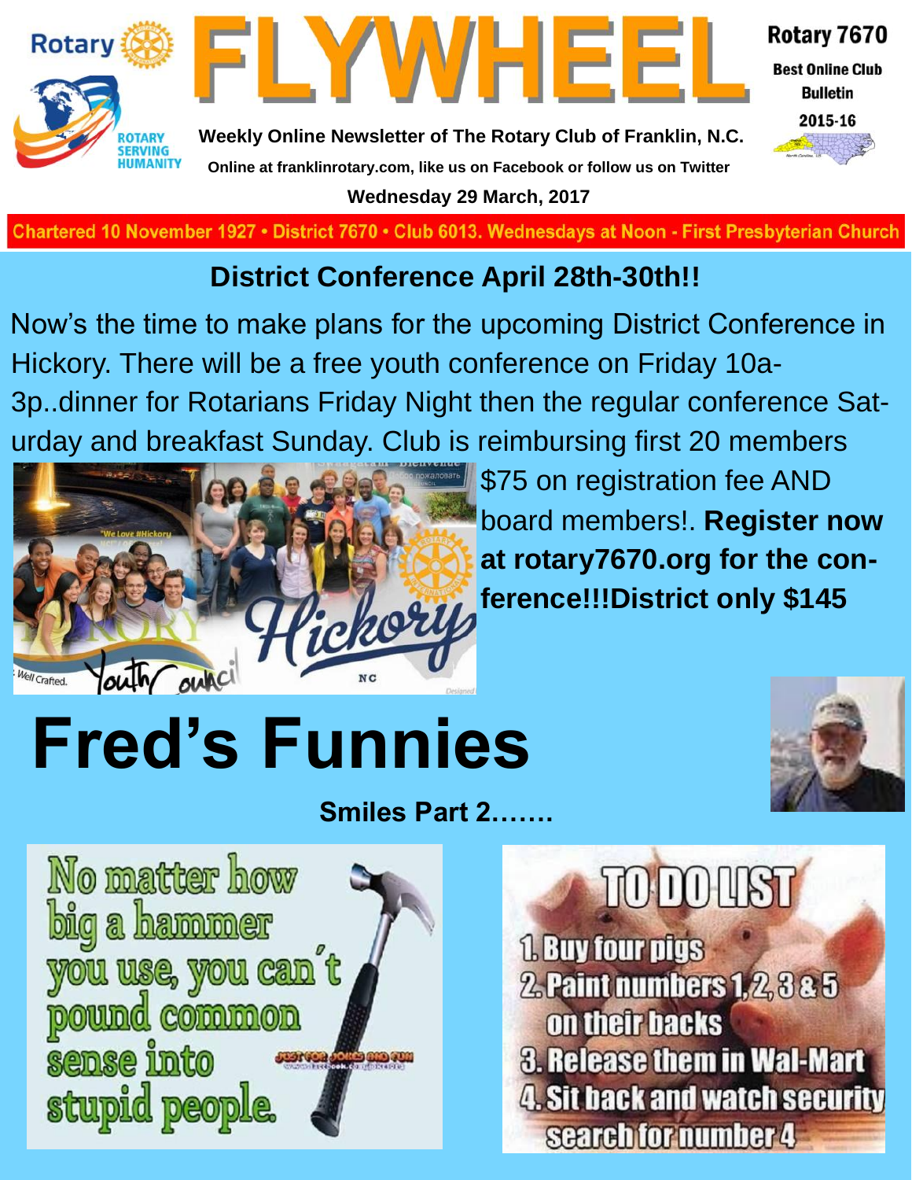Rotary

# FLYWHEEL

ROTARY SERVING HUMANITY

**Weekly Online Newsletter of The Rotary Club of Franklin, N.C.**

**Online at franklinrotary.com, like us on Facebook or follow us on Twitter**

**Wednesday 29 March, 2017**

**Rotary 7670**

**Best Online Club Bulletin**

**2015-16**

Chartered 10 November 1927 • District 7670 • Club 6013. Wednesdays at Noon - First Presbyterian Church

## District Conference April 28th-30th!!

Now's the time to make plans for the upcoming District Conference in Hickory. There will be a free youth conference on Friday 10a-3p..dinner for Rotarians Friday Night then the regular conference Saturday and breakfast Sunday. Club is reimbursing first 20 members $75 on registration fee AND board members!. **Register now at rotary7670.org for the conference!!!District only $145**

# Fred's Funnies

**Smiles Part 2…….**

No matter how big a hammer you use, you can't pound common sense into stupid people.

TO DO LIST
1. Buy four pigs
2. Paint numbers 1, 2, 3 & 5 on their backs
3. Release them in Wal-Mart
4. Sit back and watch security search for number 4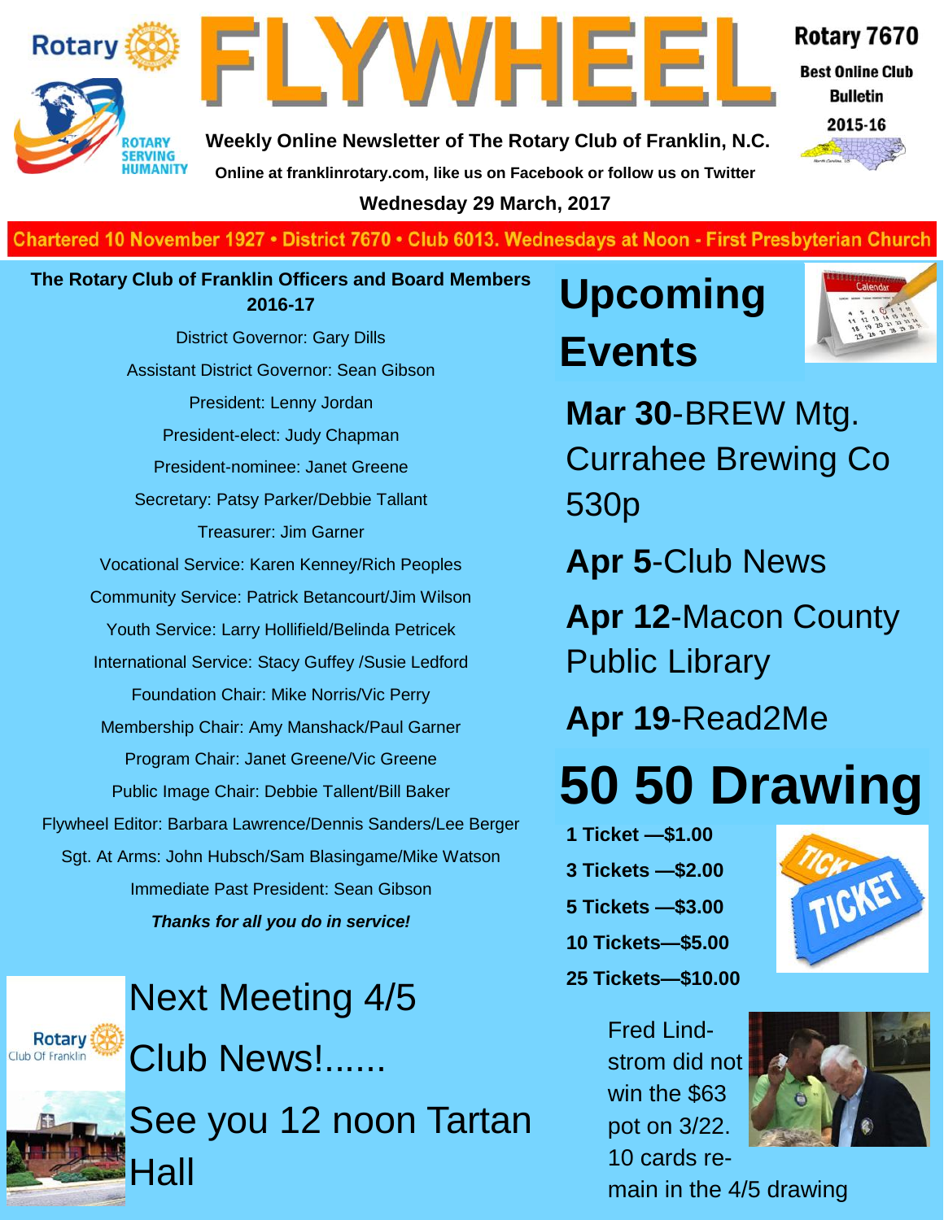Rotary

# FLYWHEEL

Rotary 7670

**Best Online Club Bulletin**

**2015-16**

ROTARY SERVING HUMANITY

**Weekly Online Newsletter of The Rotary Club of Franklin, N.C.**

**Online at franklinrotary.com, like us on Facebook or follow us on Twitter**

**Wednesday 29 March, 2017**

**Chartered 10 November 1927 • District 7670 • Club 6013. Wednesdays at Noon - First Presbyterian Church**

**The Rotary Club of Franklin Officers and Board Members 2016-17**

District Governor: Gary Dills

Assistant District Governor: Sean Gibson

President: Lenny Jordan

President-elect: Judy Chapman

President-nominee: Janet Greene

Secretary: Patsy Parker/Debbie Tallant

Treasurer: Jim Garner

Vocational Service: Karen Kenney/Rich Peoples

Community Service: Patrick Betancourt/Jim Wilson

Youth Service: Larry Hollifield/Belinda Petricek

International Service: Stacy Guffey /Susie Ledford

Foundation Chair: Mike Norris/Vic Perry

Membership Chair: Amy Manshack/Paul Garner

Program Chair: Janet Greene/Vic Greene

Public Image Chair: Debbie Tallent/Bill Baker

Flywheel Editor: Barbara Lawrence/Dennis Sanders/Lee Berger

Sgt. At Arms: John Hubsch/Sam Blasingame/Mike Watson

Immediate Past President: Sean Gibson

***Thanks for all you do in service!***

Next Meeting 4/5

Club News!......

See you 12 noon Tartan Hall

# Upcoming Events

**Mar 30**-BREW Mtg. Currahee Brewing Co 530p

**Apr 5**-Club News

**Apr 12**-Macon County Public Library

**Apr 19**-Read2Me

# 50 50 Drawing

**1 Ticket —$1.00**

**3 Tickets —$2.00**

**5 Tickets —$3.00**

**10 Tickets—$5.00**

**25 Tickets—$10.00**

Fred Lindstrom did not win the $63 pot on 3/22. 10 cards remain in the 4/5 drawing